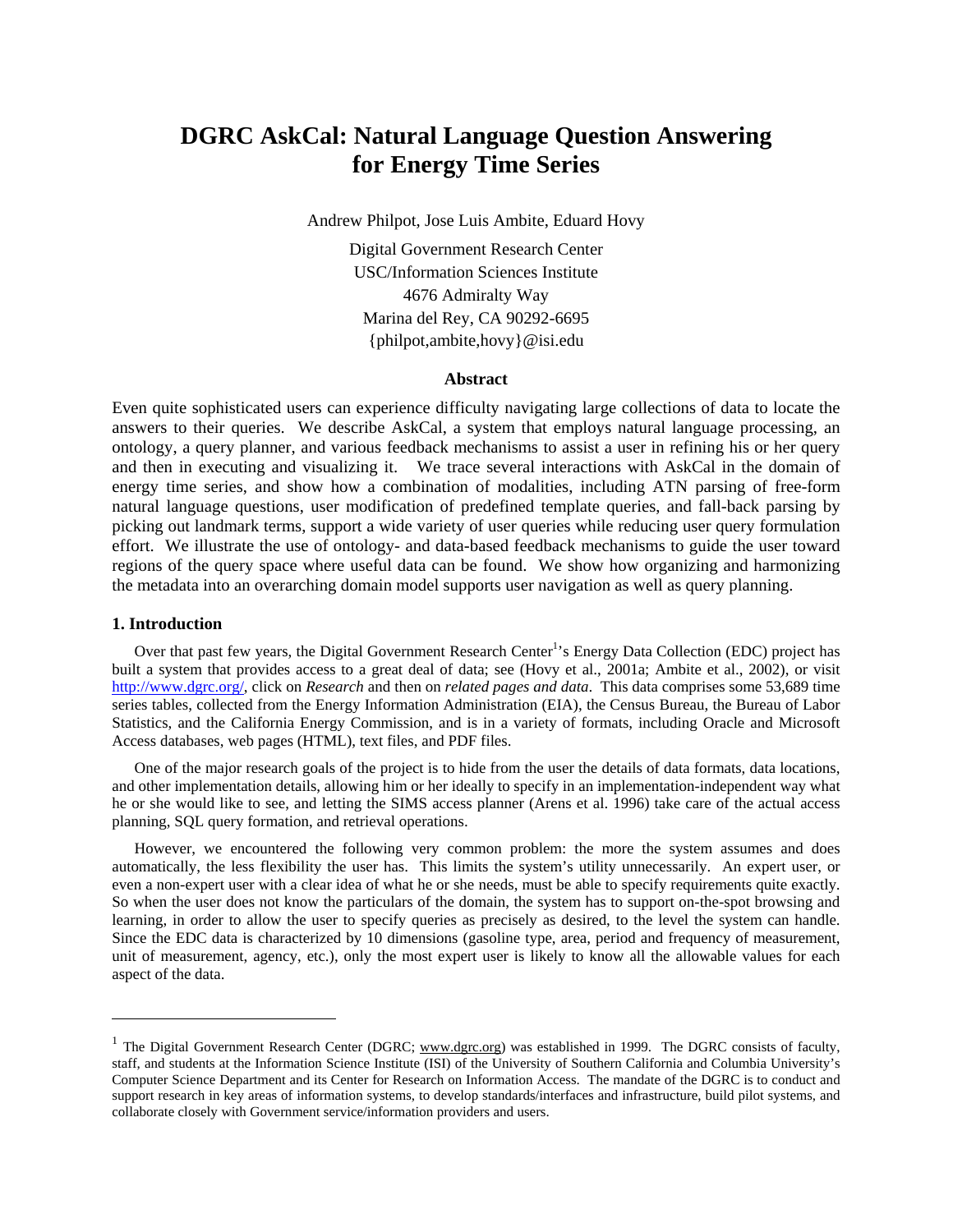# DGRC AskCal: Natural Language Question Answering for Energy Time Series

Andrew Philpot, Jose Luis Ambite, Eduard Hovy

Digital Government Research Center
USC/Information Sciences Institute
4676 Admiralty Way
Marina del Rey, CA 90292-6695
{philpot,ambite,hovy}@isi.edu

## Abstract

Even quite sophisticated users can experience difficulty navigating large collections of data to locate the answers to their queries. We describe AskCal, a system that employs natural language processing, an ontology, a query planner, and various feedback mechanisms to assist a user in refining his or her query and then in executing and visualizing it. We trace several interactions with AskCal in the domain of energy time series, and show how a combination of modalities, including ATN parsing of free-form natural language questions, user modification of predefined template queries, and fall-back parsing by picking out landmark terms, support a wide variety of user queries while reducing user query formulation effort. We illustrate the use of ontology- and data-based feedback mechanisms to guide the user toward regions of the query space where useful data can be found. We show how organizing and harmonizing the metadata into an overarching domain model supports user navigation as well as query planning.

## 1. Introduction

Over that past few years, the Digital Government Research Center[1]'s Energy Data Collection (EDC) project has built a system that provides access to a great deal of data; see (Hovy et al., 2001a; Ambite et al., 2002), or visit http://www.dgrc.org/, click on *Research* and then on *related pages and data*. This data comprises some 53,689 time series tables, collected from the Energy Information Administration (EIA), the Census Bureau, the Bureau of Labor Statistics, and the California Energy Commission, and is in a variety of formats, including Oracle and Microsoft Access databases, web pages (HTML), text files, and PDF files.

One of the major research goals of the project is to hide from the user the details of data formats, data locations, and other implementation details, allowing him or her ideally to specify in an implementation-independent way what he or she would like to see, and letting the SIMS access planner (Arens et al. 1996) take care of the actual access planning, SQL query formation, and retrieval operations.

However, we encountered the following very common problem: the more the system assumes and does automatically, the less flexibility the user has. This limits the system's utility unnecessarily. An expert user, or even a non-expert user with a clear idea of what he or she needs, must be able to specify requirements quite exactly. So when the user does not know the particulars of the domain, the system has to support on-the-spot browsing and learning, in order to allow the user to specify queries as precisely as desired, to the level the system can handle. Since the EDC data is characterized by 10 dimensions (gasoline type, area, period and frequency of measurement, unit of measurement, agency, etc.), only the most expert user is likely to know all the allowable values for each aspect of the data.

---

[1] The Digital Government Research Center (DGRC; www.dgrc.org) was established in 1999. The DGRC consists of faculty, staff, and students at the Information Science Institute (ISI) of the University of Southern California and Columbia University's Computer Science Department and its Center for Research on Information Access. The mandate of the DGRC is to conduct and support research in key areas of information systems, to develop standards/interfaces and infrastructure, build pilot systems, and collaborate closely with Government service/information providers and users.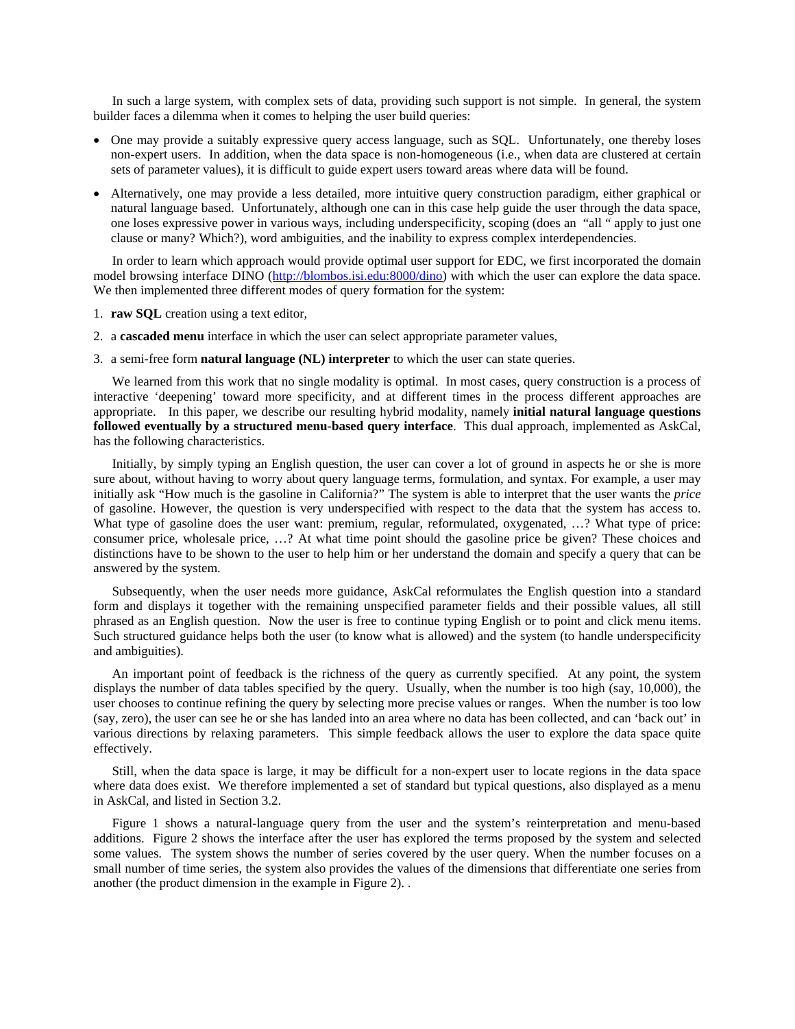In such a large system, with complex sets of data, providing such support is not simple. In general, the system builder faces a dilemma when it comes to helping the user build queries:

- One may provide a suitably expressive query access language, such as SQL. Unfortunately, one thereby loses non-expert users. In addition, when the data space is non-homogeneous (i.e., when data are clustered at certain sets of parameter values), it is difficult to guide expert users toward areas where data will be found.
- Alternatively, one may provide a less detailed, more intuitive query construction paradigm, either graphical or natural language based. Unfortunately, although one can in this case help guide the user through the data space, one loses expressive power in various ways, including underspecificity, scoping (does an "all " apply to just one clause or many? Which?), word ambiguities, and the inability to express complex interdependencies.

In order to learn which approach would provide optimal user support for EDC, we first incorporated the domain model browsing interface DINO (http://blombos.isi.edu:8000/dino) with which the user can explore the data space. We then implemented three different modes of query formation for the system:

1. **raw SQL** creation using a text editor,
2. a **cascaded menu** interface in which the user can select appropriate parameter values,
3. a semi-free form **natural language (NL) interpreter** to which the user can state queries.

We learned from this work that no single modality is optimal. In most cases, query construction is a process of interactive 'deepening' toward more specificity, and at different times in the process different approaches are appropriate. In this paper, we describe our resulting hybrid modality, namely **initial natural language questions followed eventually by a structured menu-based query interface**. This dual approach, implemented as AskCal, has the following characteristics.

Initially, by simply typing an English question, the user can cover a lot of ground in aspects he or she is more sure about, without having to worry about query language terms, formulation, and syntax. For example, a user may initially ask "How much is the gasoline in California?" The system is able to interpret that the user wants the *price* of gasoline. However, the question is very underspecified with respect to the data that the system has access to. What type of gasoline does the user want: premium, regular, reformulated, oxygenated, …? What type of price: consumer price, wholesale price, …? At what time point should the gasoline price be given? These choices and distinctions have to be shown to the user to help him or her understand the domain and specify a query that can be answered by the system.

Subsequently, when the user needs more guidance, AskCal reformulates the English question into a standard form and displays it together with the remaining unspecified parameter fields and their possible values, all still phrased as an English question. Now the user is free to continue typing English or to point and click menu items. Such structured guidance helps both the user (to know what is allowed) and the system (to handle underspecificity and ambiguities).

An important point of feedback is the richness of the query as currently specified. At any point, the system displays the number of data tables specified by the query. Usually, when the number is too high (say, 10,000), the user chooses to continue refining the query by selecting more precise values or ranges. When the number is too low (say, zero), the user can see he or she has landed into an area where no data has been collected, and can 'back out' in various directions by relaxing parameters. This simple feedback allows the user to explore the data space quite effectively.

Still, when the data space is large, it may be difficult for a non-expert user to locate regions in the data space where data does exist. We therefore implemented a set of standard but typical questions, also displayed as a menu in AskCal, and listed in Section 3.2.

Figure 1 shows a natural-language query from the user and the system's reinterpretation and menu-based additions. Figure 2 shows the interface after the user has explored the terms proposed by the system and selected some values. The system shows the number of series covered by the user query. When the number focuses on a small number of time series, the system also provides the values of the dimensions that differentiate one series from another (the product dimension in the example in Figure 2). .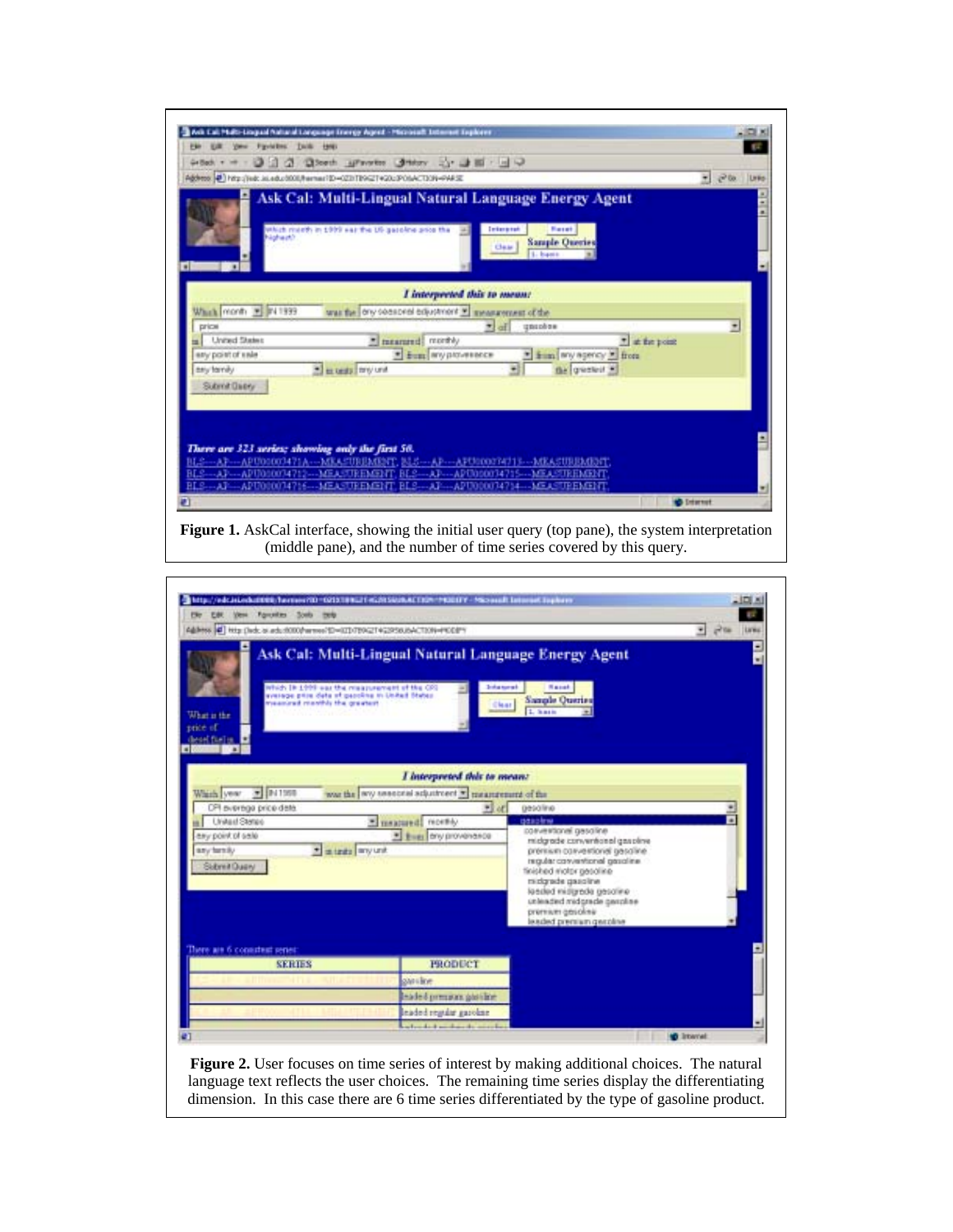**Figure 1.** AskCal interface, showing the initial user query (top pane), the system interpretation (middle pane), and the number of time series covered by this query.

**Figure 2.** User focuses on time series of interest by making additional choices. The natural language text reflects the user choices. The remaining time series display the differentiating dimension. In this case there are 6 time series differentiated by the type of gasoline product.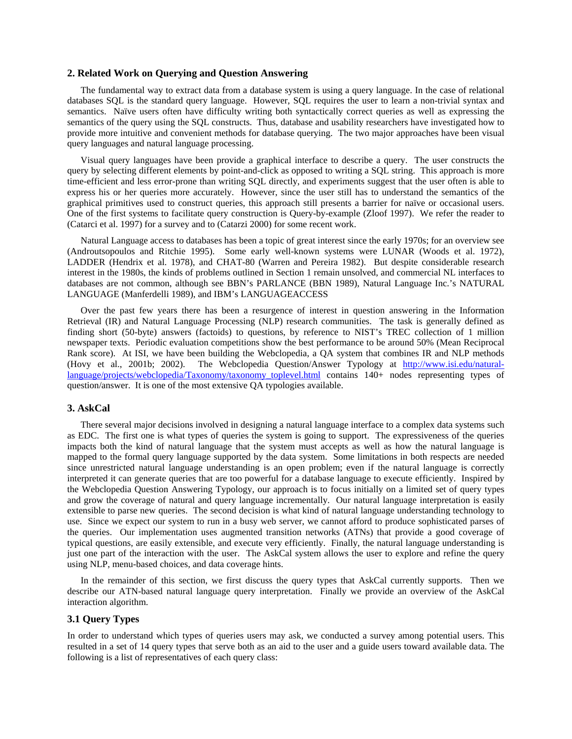## 2. Related Work on Querying and Question Answering

The fundamental way to extract data from a database system is using a query language. In the case of relational databases SQL is the standard query language. However, SQL requires the user to learn a non-trivial syntax and semantics. Naïve users often have difficulty writing both syntactically correct queries as well as expressing the semantics of the query using the SQL constructs. Thus, database and usability researchers have investigated how to provide more intuitive and convenient methods for database querying. The two major approaches have been visual query languages and natural language processing.

Visual query languages have been provide a graphical interface to describe a query. The user constructs the query by selecting different elements by point-and-click as opposed to writing a SQL string. This approach is more time-efficient and less error-prone than writing SQL directly, and experiments suggest that the user often is able to express his or her queries more accurately. However, since the user still has to understand the semantics of the graphical primitives used to construct queries, this approach still presents a barrier for naïve or occasional users. One of the first systems to facilitate query construction is Query-by-example (Zloof 1997). We refer the reader to (Catarci et al. 1997) for a survey and to (Catarzi 2000) for some recent work.

Natural Language access to databases has been a topic of great interest since the early 1970s; for an overview see (Androutsopoulos and Ritchie 1995). Some early well-known systems were LUNAR (Woods et al. 1972), LADDER (Hendrix et al. 1978), and CHAT-80 (Warren and Pereira 1982). But despite considerable research interest in the 1980s, the kinds of problems outlined in Section 1 remain unsolved, and commercial NL interfaces to databases are not common, although see BBN's PARLANCE (BBN 1989), Natural Language Inc.'s NATURAL LANGUAGE (Manferdelli 1989), and IBM's LANGUAGEACCESS

Over the past few years there has been a resurgence of interest in question answering in the Information Retrieval (IR) and Natural Language Processing (NLP) research communities. The task is generally defined as finding short (50-byte) answers (factoids) to questions, by reference to NIST's TREC collection of 1 million newspaper texts. Periodic evaluation competitions show the best performance to be around 50% (Mean Reciprocal Rank score). At ISI, we have been building the Webclopedia, a QA system that combines IR and NLP methods (Hovy et al., 2001b; 2002). The Webclopedia Question/Answer Typology at http://www.isi.edu/natural-language/projects/webclopedia/Taxonomy/taxonomy_toplevel.html contains 140+ nodes representing types of question/answer. It is one of the most extensive QA typologies available.

## 3. AskCal

There several major decisions involved in designing a natural language interface to a complex data systems such as EDC. The first one is what types of queries the system is going to support. The expressiveness of the queries impacts both the kind of natural language that the system must accepts as well as how the natural language is mapped to the formal query language supported by the data system. Some limitations in both respects are needed since unrestricted natural language understanding is an open problem; even if the natural language is correctly interpreted it can generate queries that are too powerful for a database language to execute efficiently. Inspired by the Webclopedia Question Answering Typology, our approach is to focus initially on a limited set of query types and grow the coverage of natural and query language incrementally. Our natural language interpretation is easily extensible to parse new queries. The second decision is what kind of natural language understanding technology to use. Since we expect our system to run in a busy web server, we cannot afford to produce sophisticated parses of the queries. Our implementation uses augmented transition networks (ATNs) that provide a good coverage of typical questions, are easily extensible, and execute very efficiently. Finally, the natural language understanding is just one part of the interaction with the user. The AskCal system allows the user to explore and refine the query using NLP, menu-based choices, and data coverage hints.

In the remainder of this section, we first discuss the query types that AskCal currently supports. Then we describe our ATN-based natural language query interpretation. Finally we provide an overview of the AskCal interaction algorithm.

### 3.1 Query Types

In order to understand which types of queries users may ask, we conducted a survey among potential users. This resulted in a set of 14 query types that serve both as an aid to the user and a guide users toward available data. The following is a list of representatives of each query class: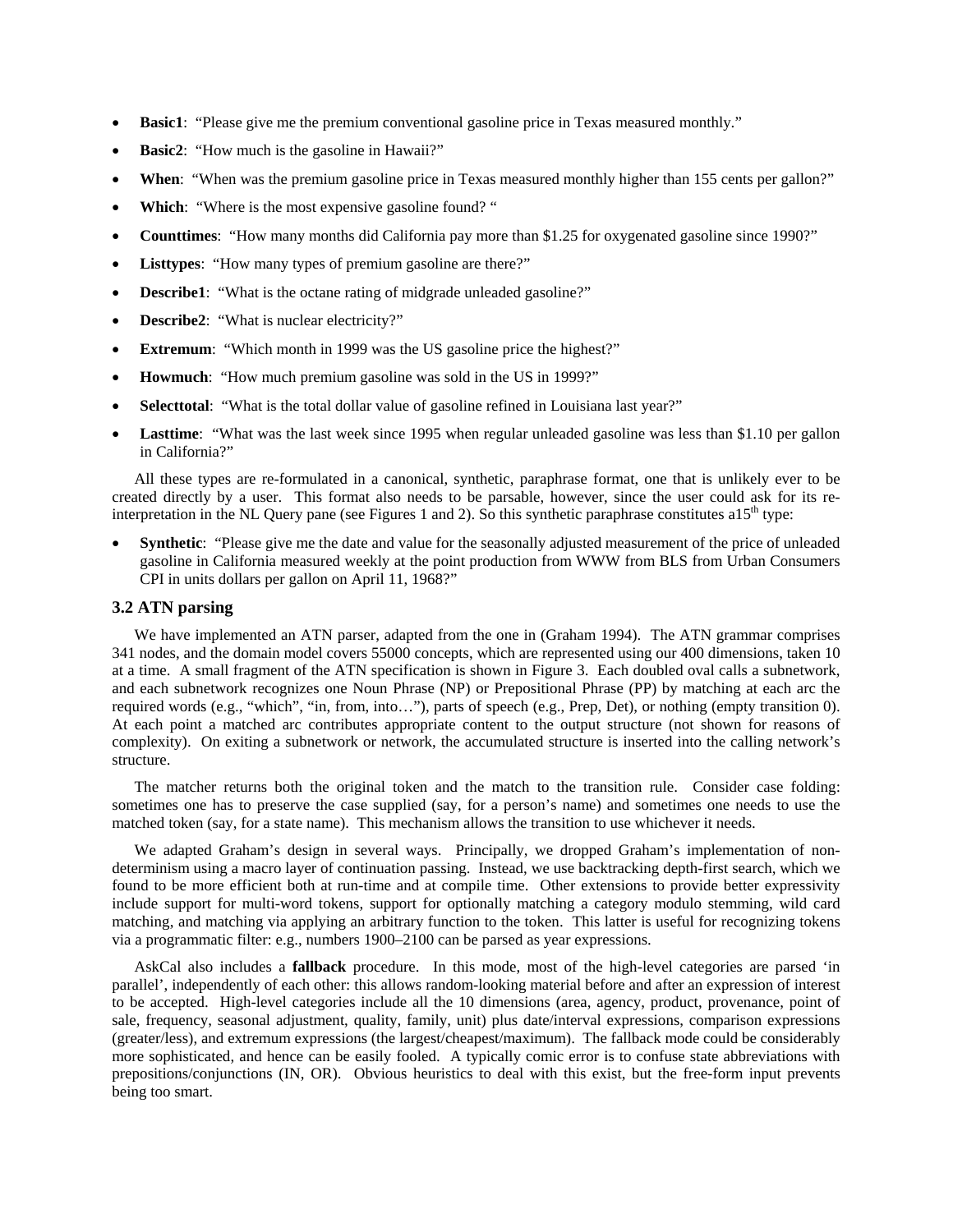- **Basic1**: "Please give me the premium conventional gasoline price in Texas measured monthly."
- **Basic2**: "How much is the gasoline in Hawaii?"
- **When**: "When was the premium gasoline price in Texas measured monthly higher than 155 cents per gallon?"
- **Which**: "Where is the most expensive gasoline found? "
- **Counttimes**: "How many months did California pay more than $1.25 for oxygenated gasoline since 1990?"
- **Listtypes**: "How many types of premium gasoline are there?"
- **Describe1**: "What is the octane rating of midgrade unleaded gasoline?"
- **Describe2**: "What is nuclear electricity?"
- **Extremum**: "Which month in 1999 was the US gasoline price the highest?"
- **Howmuch**: "How much premium gasoline was sold in the US in 1999?"
- **Selecttotal**: "What is the total dollar value of gasoline refined in Louisiana last year?"
- **Lasttime**: "What was the last week since 1995 when regular unleaded gasoline was less than $1.10 per gallon in California?"

All these types are re-formulated in a canonical, synthetic, paraphrase format, one that is unlikely ever to be created directly by a user. This format also needs to be parsable, however, since the user could ask for its re-interpretation in the NL Query pane (see Figures 1 and 2). So this synthetic paraphrase constitutes a15th type:

- **Synthetic**: "Please give me the date and value for the seasonally adjusted measurement of the price of unleaded gasoline in California measured weekly at the point production from WWW from BLS from Urban Consumers CPI in units dollars per gallon on April 11, 1968?"

### 3.2 ATN parsing

We have implemented an ATN parser, adapted from the one in (Graham 1994). The ATN grammar comprises 341 nodes, and the domain model covers 55000 concepts, which are represented using our 400 dimensions, taken 10 at a time. A small fragment of the ATN specification is shown in Figure 3. Each doubled oval calls a subnetwork, and each subnetwork recognizes one Noun Phrase (NP) or Prepositional Phrase (PP) by matching at each arc the required words (e.g., "which", "in, from, into…"), parts of speech (e.g., Prep, Det), or nothing (empty transition 0). At each point a matched arc contributes appropriate content to the output structure (not shown for reasons of complexity). On exiting a subnetwork or network, the accumulated structure is inserted into the calling network's structure.

The matcher returns both the original token and the match to the transition rule. Consider case folding: sometimes one has to preserve the case supplied (say, for a person's name) and sometimes one needs to use the matched token (say, for a state name). This mechanism allows the transition to use whichever it needs.

We adapted Graham's design in several ways. Principally, we dropped Graham's implementation of non-determinism using a macro layer of continuation passing. Instead, we use backtracking depth-first search, which we found to be more efficient both at run-time and at compile time. Other extensions to provide better expressivity include support for multi-word tokens, support for optionally matching a category modulo stemming, wild card matching, and matching via applying an arbitrary function to the token. This latter is useful for recognizing tokens via a programmatic filter: e.g., numbers 1900–2100 can be parsed as year expressions.

AskCal also includes a **fallback** procedure. In this mode, most of the high-level categories are parsed 'in parallel', independently of each other: this allows random-looking material before and after an expression of interest to be accepted. High-level categories include all the 10 dimensions (area, agency, product, provenance, point of sale, frequency, seasonal adjustment, quality, family, unit) plus date/interval expressions, comparison expressions (greater/less), and extremum expressions (the largest/cheapest/maximum). The fallback mode could be considerably more sophisticated, and hence can be easily fooled. A typically comic error is to confuse state abbreviations with prepositions/conjunctions (IN, OR). Obvious heuristics to deal with this exist, but the free-form input prevents being too smart.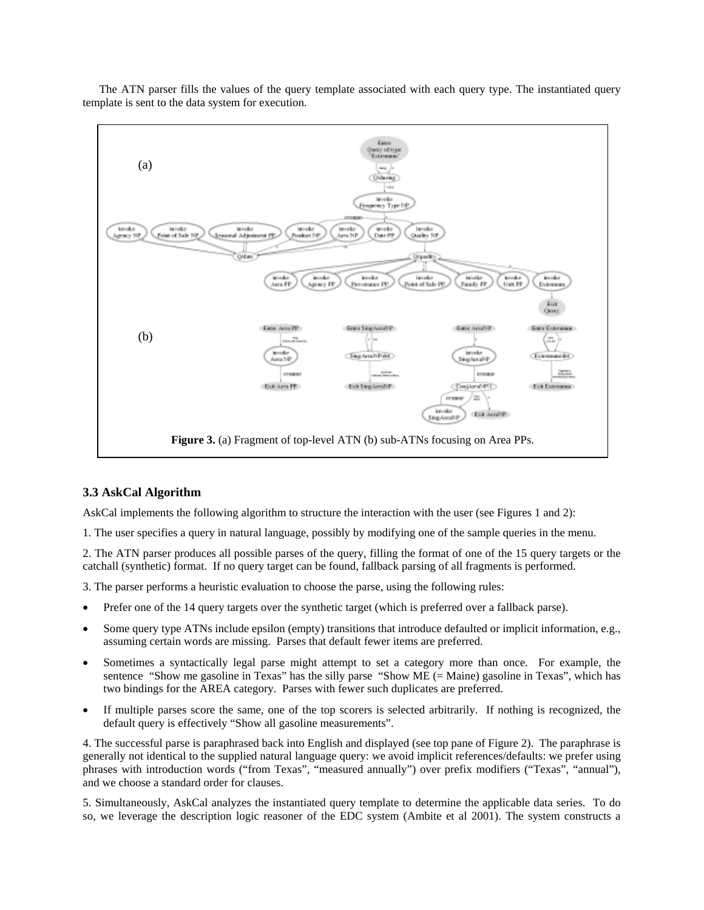The ATN parser fills the values of the query template associated with each query type. The instantiated query template is sent to the data system for execution.

**Figure 3.** (a) Fragment of top-level ATN (b) sub-ATNs focusing on Area PPs.

### 3.3 AskCal Algorithm

AskCal implements the following algorithm to structure the interaction with the user (see Figures 1 and 2):

1. The user specifies a query in natural language, possibly by modifying one of the sample queries in the menu.

2. The ATN parser produces all possible parses of the query, filling the format of one of the 15 query targets or the catchall (synthetic) format. If no query target can be found, fallback parsing of all fragments is performed.

3. The parser performs a heuristic evaluation to choose the parse, using the following rules:

- Prefer one of the 14 query targets over the synthetic target (which is preferred over a fallback parse).
- Some query type ATNs include epsilon (empty) transitions that introduce defaulted or implicit information, e.g., assuming certain words are missing. Parses that default fewer items are preferred.
- Sometimes a syntactically legal parse might attempt to set a category more than once. For example, the sentence "Show me gasoline in Texas" has the silly parse "Show ME (= Maine) gasoline in Texas", which has two bindings for the AREA category. Parses with fewer such duplicates are preferred.
- If multiple parses score the same, one of the top scorers is selected arbitrarily. If nothing is recognized, the default query is effectively "Show all gasoline measurements".

4. The successful parse is paraphrased back into English and displayed (see top pane of Figure 2). The paraphrase is generally not identical to the supplied natural language query: we avoid implicit references/defaults: we prefer using phrases with introduction words ("from Texas", "measured annually") over prefix modifiers ("Texas", "annual"), and we choose a standard order for clauses.

5. Simultaneously, AskCal analyzes the instantiated query template to determine the applicable data series. To do so, we leverage the description logic reasoner of the EDC system (Ambite et al 2001). The system constructs a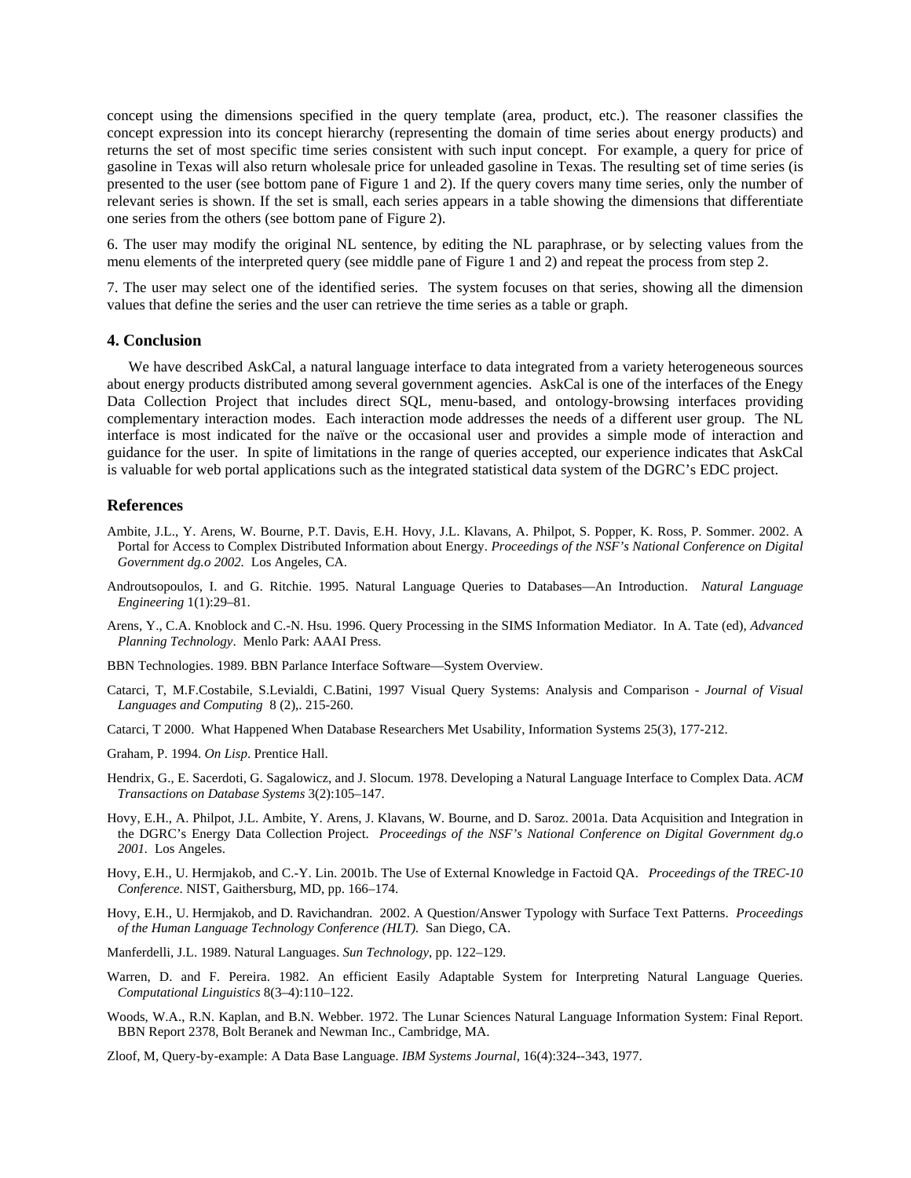concept using the dimensions specified in the query template (area, product, etc.). The reasoner classifies the concept expression into its concept hierarchy (representing the domain of time series about energy products) and returns the set of most specific time series consistent with such input concept. For example, a query for price of gasoline in Texas will also return wholesale price for unleaded gasoline in Texas. The resulting set of time series (is presented to the user (see bottom pane of Figure 1 and 2). If the query covers many time series, only the number of relevant series is shown. If the set is small, each series appears in a table showing the dimensions that differentiate one series from the others (see bottom pane of Figure 2).

6. The user may modify the original NL sentence, by editing the NL paraphrase, or by selecting values from the menu elements of the interpreted query (see middle pane of Figure 1 and 2) and repeat the process from step 2.

7. The user may select one of the identified series. The system focuses on that series, showing all the dimension values that define the series and the user can retrieve the time series as a table or graph.

## 4. Conclusion

We have described AskCal, a natural language interface to data integrated from a variety heterogeneous sources about energy products distributed among several government agencies. AskCal is one of the interfaces of the Enegy Data Collection Project that includes direct SQL, menu-based, and ontology-browsing interfaces providing complementary interaction modes. Each interaction mode addresses the needs of a different user group. The NL interface is most indicated for the naïve or the occasional user and provides a simple mode of interaction and guidance for the user. In spite of limitations in the range of queries accepted, our experience indicates that AskCal is valuable for web portal applications such as the integrated statistical data system of the DGRC's EDC project.

## References

Ambite, J.L., Y. Arens, W. Bourne, P.T. Davis, E.H. Hovy, J.L. Klavans, A. Philpot, S. Popper, K. Ross, P. Sommer. 2002. A Portal for Access to Complex Distributed Information about Energy. *Proceedings of the NSF's National Conference on Digital Government dg.o 2002.* Los Angeles, CA.

Androutsopoulos, I. and G. Ritchie. 1995. Natural Language Queries to Databases—An Introduction. *Natural Language Engineering* 1(1):29–81.

Arens, Y., C.A. Knoblock and C.-N. Hsu. 1996. Query Processing in the SIMS Information Mediator. In A. Tate (ed), *Advanced Planning Technology*. Menlo Park: AAAI Press.

BBN Technologies. 1989. BBN Parlance Interface Software—System Overview.

Catarci, T, M.F.Costabile, S.Levialdi, C.Batini, 1997 Visual Query Systems: Analysis and Comparison - *Journal of Visual Languages and Computing* 8 (2),. 215-260.

Catarci, T 2000. What Happened When Database Researchers Met Usability, Information Systems 25(3), 177-212.

Graham, P. 1994. *On Lisp*. Prentice Hall.

Hendrix, G., E. Sacerdoti, G. Sagalowicz, and J. Slocum. 1978. Developing a Natural Language Interface to Complex Data. *ACM Transactions on Database Systems* 3(2):105–147.

Hovy, E.H., A. Philpot, J.L. Ambite, Y. Arens, J. Klavans, W. Bourne, and D. Saroz. 2001a. Data Acquisition and Integration in the DGRC's Energy Data Collection Project. *Proceedings of the NSF's National Conference on Digital Government dg.o 2001.* Los Angeles.

Hovy, E.H., U. Hermjakob, and C.-Y. Lin. 2001b. The Use of External Knowledge in Factoid QA. *Proceedings of the TREC-10 Conference*. NIST, Gaithersburg, MD, pp. 166–174.

Hovy, E.H., U. Hermjakob, and D. Ravichandran. 2002. A Question/Answer Typology with Surface Text Patterns. *Proceedings of the Human Language Technology Conference (HLT).* San Diego, CA.

Manferdelli, J.L. 1989. Natural Languages. *Sun Technology*, pp. 122–129.

Warren, D. and F. Pereira. 1982. An efficient Easily Adaptable System for Interpreting Natural Language Queries. *Computational Linguistics* 8(3–4):110–122.

Woods, W.A., R.N. Kaplan, and B.N. Webber. 1972. The Lunar Sciences Natural Language Information System: Final Report. BBN Report 2378, Bolt Beranek and Newman Inc., Cambridge, MA.

Zloof, M, Query-by-example: A Data Base Language. *IBM Systems Journal*, 16(4):324--343, 1977.